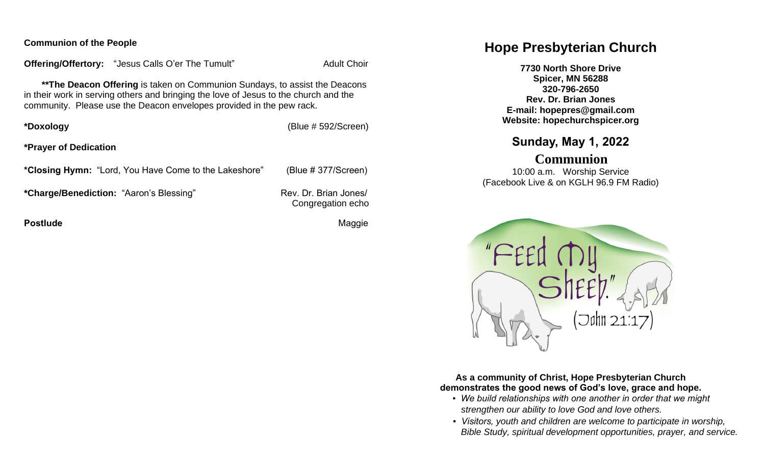**Communion of the People**

**Offering/Offertory:** "Jesus Calls O'er The Tumult" Adult Choir

**\*\*The Deacon Offering** is taken on Communion Sundays, to assist the Deacons in their work in serving others and bringing the love of Jesus to the church and the community. Please use the Deacon envelopes provided in the pew rack.

**\*Doxology** (Blue # 592/Screen)

**\*Prayer of Dedication**

**\*Closing Hymn:** "Lord, You Have Come to the Lakeshore" (Blue # 377/Screen)

**\*Charge/Benediction:** "Aaron's Blessing" Rev. Dr. Brian Jones/ Congregation echo

**Postlude** Maggie

# Hope Presbyterian Church

**7730 North Shore Drive**
**Spicer, MN 56288**
**320-796-2650**
**Rev. Dr. Brian Jones**
**E-mail: hopepres@gmail.com**
**Website: hopechurchspicer.org**

## Sunday, May 1, 2022

## Communion

10:00 a.m. Worship Service
(Facebook Live & on KGLH 96.9 FM Radio)

"Feed My Sheep." (John 21:17)

**As a community of Christ, Hope Presbyterian Church demonstrates the good news of God's love, grace and hope.**

- *We build relationships with one another in order that we might strengthen our ability to love God and love others.*
- *Visitors, youth and children are welcome to participate in worship, Bible Study, spiritual development opportunities, prayer, and service.*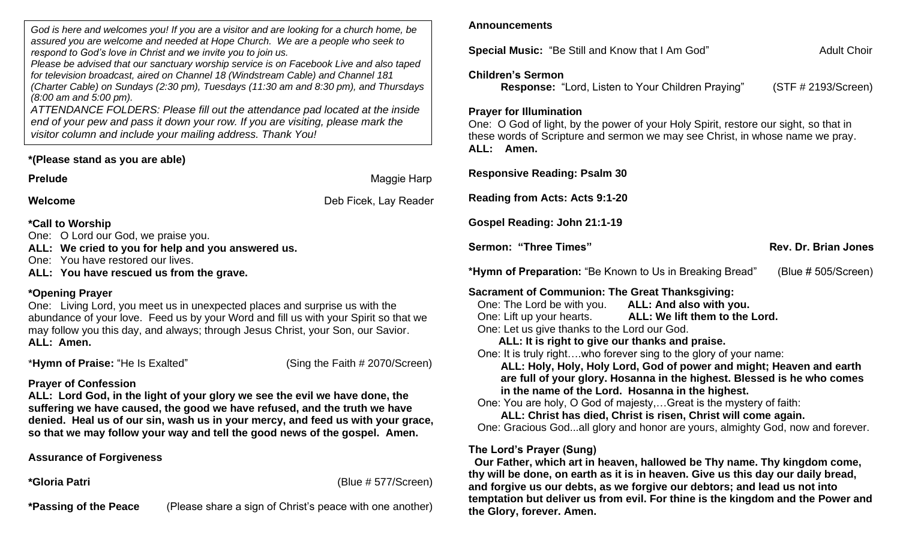*God is here and welcomes you! If you are a visitor and are looking for a church home, be assured you are welcome and needed at Hope Church. We are a people who seek to respond to God's love in Christ and we invite you to join us.*
*Please be advised that our sanctuary worship service is on Facebook Live and also taped for television broadcast, aired on Channel 18 (Windstream Cable) and Channel 181 (Charter Cable) on Sundays (2:30 pm), Tuesdays (11:30 am and 8:30 pm), and Thursdays (8:00 am and 5:00 pm).*
*ATTENDANCE FOLDERS: Please fill out the attendance pad located at the inside end of your pew and pass it down your row. If you are visiting, please mark the visitor column and include your mailing address. Thank You!*

**\*(Please stand as you are able)**

**Prelude** — Maggie Harp

**Welcome** — Deb Ficek, Lay Reader

**\*Call to Worship**
One: O Lord our God, we praise you.
**ALL: We cried to you for help and you answered us.**
One: You have restored our lives.
**ALL: You have rescued us from the grave.**

**\*Opening Prayer**
One: Living Lord, you meet us in unexpected places and surprise us with the abundance of your love. Feed us by your Word and fill us with your Spirit so that we may follow you this day, and always; through Jesus Christ, your Son, our Savior.
**ALL: Amen.**

\***Hymn of Praise:** "He Is Exalted" (Sing the Faith # 2070/Screen)

**Prayer of Confession**
**ALL: Lord God, in the light of your glory we see the evil we have done, the suffering we have caused, the good we have refused, and the truth we have denied. Heal us of our sin, wash us in your mercy, and feed us with your grace, so that we may follow your way and tell the good news of the gospel. Amen.**

**Assurance of Forgiveness**

**\*Gloria Patri** (Blue # 577/Screen)

**\*Passing of the Peace** (Please share a sign of Christ's peace with one another)

**Announcements**

**Special Music:** "Be Still and Know that I Am God" — Adult Choir

**Children's Sermon**
**Response:** "Lord, Listen to Your Children Praying" (STF # 2193/Screen)

**Prayer for Illumination**
One: O God of light, by the power of your Holy Spirit, restore our sight, so that in these words of Scripture and sermon we may see Christ, in whose name we pray.
**ALL: Amen.**

**Responsive Reading: Psalm 30**

**Reading from Acts: Acts 9:1-20**

**Gospel Reading: John 21:1-19**

**Sermon: "Three Times"** — **Rev. Dr. Brian Jones**

**\*Hymn of Preparation:** "Be Known to Us in Breaking Bread" (Blue # 505/Screen)

**Sacrament of Communion: The Great Thanksgiving:**
One: The Lord be with you. **ALL: And also with you.**
One: Lift up your hearts. **ALL: We lift them to the Lord.**
One: Let us give thanks to the Lord our God.
**ALL: It is right to give our thanks and praise.**
One: It is truly right….who forever sing to the glory of your name:
**ALL: Holy, Holy, Holy Lord, God of power and might; Heaven and earth are full of your glory. Hosanna in the highest. Blessed is he who comes in the name of the Lord. Hosanna in the highest.**
One: You are holy, O God of majesty,…Great is the mystery of faith:
**ALL: Christ has died, Christ is risen, Christ will come again.**
One: Gracious God...all glory and honor are yours, almighty God, now and forever.

**The Lord's Prayer (Sung)**
**Our Father, which art in heaven, hallowed be Thy name. Thy kingdom come, thy will be done, on earth as it is in heaven. Give us this day our daily bread, and forgive us our debts, as we forgive our debtors; and lead us not into temptation but deliver us from evil. For thine is the kingdom and the Power and the Glory, forever. Amen.**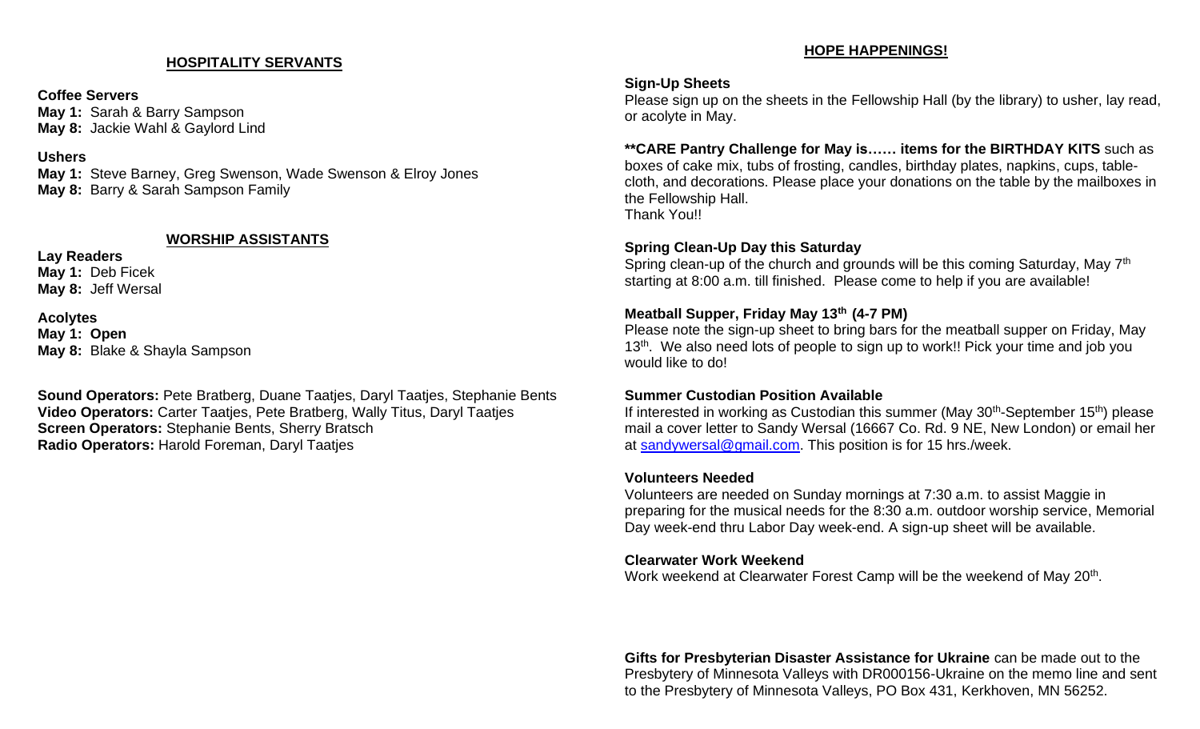## HOSPITALITY SERVANTS

**Coffee Servers**
**May 1:** Sarah & Barry Sampson
**May 8:** Jackie Wahl & Gaylord Lind

**Ushers**
**May 1:** Steve Barney, Greg Swenson, Wade Swenson & Elroy Jones
**May 8:** Barry & Sarah Sampson Family

## WORSHIP ASSISTANTS

**Lay Readers**
**May 1:** Deb Ficek
**May 8:** Jeff Wersal

**Acolytes**
**May 1: Open**
**May 8:** Blake & Shayla Sampson

**Sound Operators:** Pete Bratberg, Duane Taatjes, Daryl Taatjes, Stephanie Bents
**Video Operators:** Carter Taatjes, Pete Bratberg, Wally Titus, Daryl Taatjes
**Screen Operators:** Stephanie Bents, Sherry Bratsch
**Radio Operators:** Harold Foreman, Daryl Taatjes

## HOPE HAPPENINGS!

**Sign-Up Sheets**
Please sign up on the sheets in the Fellowship Hall (by the library) to usher, lay read, or acolyte in May.

****CARE Pantry Challenge for May is…… items for the BIRTHDAY KITS** such as boxes of cake mix, tubs of frosting, candles, birthday plates, napkins, cups, table-cloth, and decorations. Please place your donations on the table by the mailboxes in the Fellowship Hall.
Thank You!!

**Spring Clean-Up Day this Saturday**
Spring clean-up of the church and grounds will be this coming Saturday, May 7th starting at 8:00 a.m. till finished. Please come to help if you are available!

**Meatball Supper, Friday May 13th (4-7 PM)**
Please note the sign-up sheet to bring bars for the meatball supper on Friday, May 13th. We also need lots of people to sign up to work!! Pick your time and job you would like to do!

**Summer Custodian Position Available**
If interested in working as Custodian this summer (May 30th-September 15th) please mail a cover letter to Sandy Wersal (16667 Co. Rd. 9 NE, New London) or email her at sandywersal@gmail.com. This position is for 15 hrs./week.

**Volunteers Needed**
Volunteers are needed on Sunday mornings at 7:30 a.m. to assist Maggie in preparing for the musical needs for the 8:30 a.m. outdoor worship service, Memorial Day week-end thru Labor Day week-end. A sign-up sheet will be available.

**Clearwater Work Weekend**
Work weekend at Clearwater Forest Camp will be the weekend of May 20th.

**Gifts for Presbyterian Disaster Assistance for Ukraine** can be made out to the Presbytery of Minnesota Valleys with DR000156-Ukraine on the memo line and sent to the Presbytery of Minnesota Valleys, PO Box 431, Kerkhoven, MN 56252.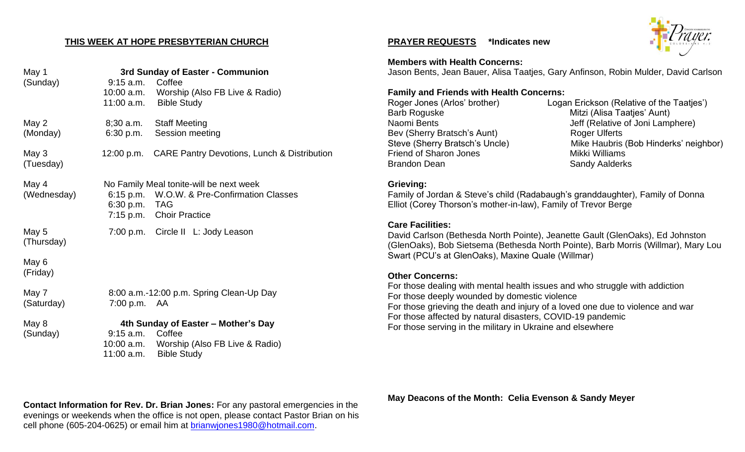## THIS WEEK AT HOPE PRESBYTERIAN CHURCH

| | | |
|---|---|---|
| May 1 (Sunday) | | **3rd Sunday of Easter - Communion** |
| | 9:15 a.m. | Coffee |
| | 10:00 a.m. | Worship (Also FB Live & Radio) |
| | 11:00 a.m. | Bible Study |
| May 2 (Monday) | 8;30 a.m. | Staff Meeting |
| | 6:30 p.m. | Session meeting |
| May 3 (Tuesday) | 12:00 p.m. | CARE Pantry Devotions, Lunch & Distribution |
| May 4 (Wednesday) | | No Family Meal tonite-will be next week |
| | 6:15 p.m. | W.O.W. & Pre-Confirmation Classes |
| | 6:30 p.m. | TAG |
| | 7:15 p.m. | Choir Practice |
| May 5 (Thursday) | 7:00 p.m. | Circle II L: Jody Leason |
| May 6 (Friday) | | |
| May 7 (Saturday) | 8:00 a.m.-12:00 p.m. | Spring Clean-Up Day |
| | 7:00 p.m. | AA |
| May 8 (Sunday) | | **4th Sunday of Easter – Mother's Day** |
| | 9:15 a.m. | Coffee |
| | 10:00 a.m. | Worship (Also FB Live & Radio) |
| | 11:00 a.m. | Bible Study |

**Contact Information for Rev. Dr. Brian Jones:** For any pastoral emergencies in the evenings or weekends when the office is not open, please contact Pastor Brian on his cell phone (605-204-0625) or email him at brianwjones1980@hotmail.com.

## PRAYER REQUESTS **\*Indicates new**

**Members with Health Concerns:**
Jason Bents, Jean Bauer, Alisa Taatjes, Gary Anfinson, Robin Mulder, David Carlson

**Family and Friends with Health Concerns:**

- Roger Jones (Arlos' brother)
- Barb Roguske
- Naomi Bents
- Bev (Sherry Bratsch's Aunt)
- Steve (Sherry Bratsch's Uncle)
- Friend of Sharon Jones
- Brandon Dean
- Logan Erickson (Relative of the Taatjes')
- Mitzi (Alisa Taatjes' Aunt)
- Jeff (Relative of Joni Lamphere)
- Roger Ulferts
- Mike Haubris (Bob Hinderks' neighbor)
- Mikki Williams
- Sandy Aalderks

**Grieving:**
Family of Jordan & Steve's child (Radabaugh's granddaughter), Family of Donna Elliot (Corey Thorson's mother-in-law), Family of Trevor Berge

**Care Facilities:**
David Carlson (Bethesda North Pointe), Jeanette Gault (GlenOaks), Ed Johnston (GlenOaks), Bob Sietsema (Bethesda North Pointe), Barb Morris (Willmar), Mary Lou Swart (PCU's at GlenOaks), Maxine Quale (Willmar)

**Other Concerns:**
For those dealing with mental health issues and who struggle with addiction
For those deeply wounded by domestic violence
For those grieving the death and injury of a loved one due to violence and war
For those affected by natural disasters, COVID-19 pandemic
For those serving in the military in Ukraine and elsewhere

**May Deacons of the Month: Celia Evenson & Sandy Meyer**